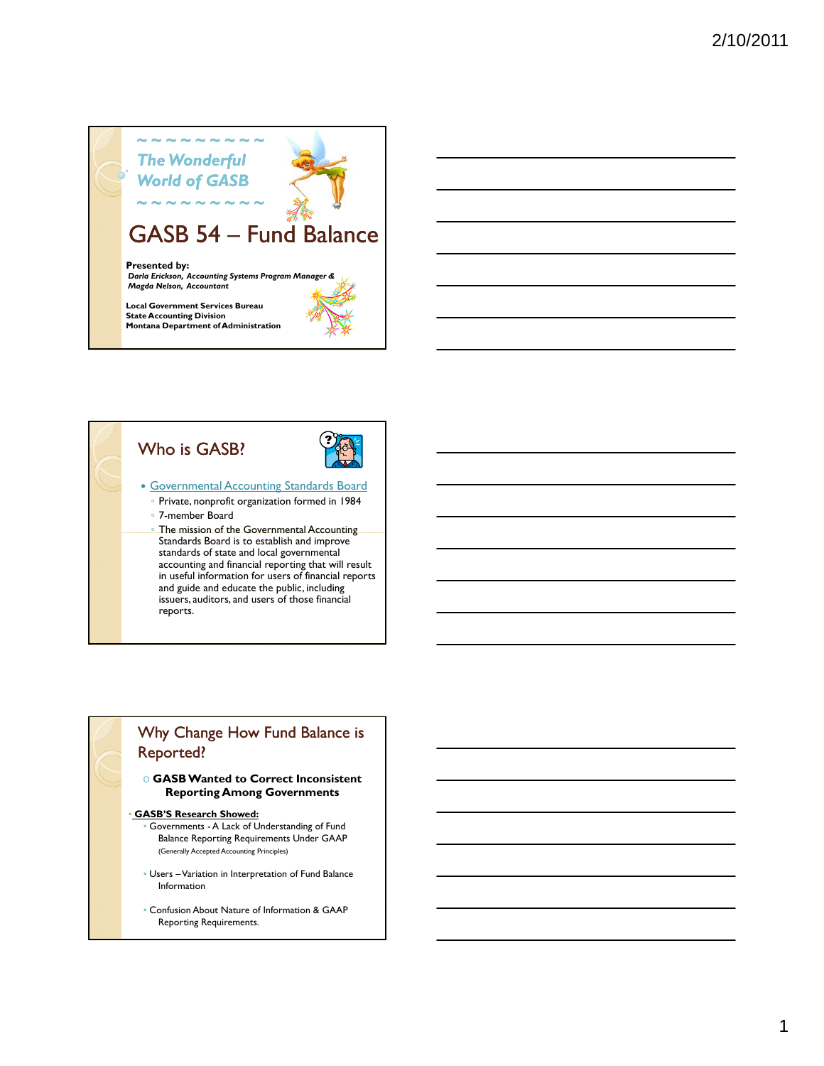## The Wonderful World of GASB

# GASB 54 – Fund Balance

**Presented by:**
*Darla Erickson, Accounting Systems Program Manager &*
*Magda Nelson, Accountant*

**Local Government Services Bureau**
**State Accounting Division**
**Montana Department of Administration**

## Who is GASB?

- Governmental Accounting Standards Board
  - Private, nonprofit organization formed in 1984
  - 7-member Board
  - The mission of the Governmental Accounting Standards Board is to establish and improve standards of state and local governmental accounting and financial reporting that will result in useful information for users of financial reports and guide and educate the public, including issuers, auditors, and users of those financial reports.

## Why Change How Fund Balance is Reported?

- **GASB Wanted to Correct Inconsistent Reporting Among Governments**

- **GASB'S Research Showed:**
  - Governments - A Lack of Understanding of Fund Balance Reporting Requirements Under GAAP (Generally Accepted Accounting Principles)
  - Users – Variation in Interpretation of Fund Balance Information
  - Confusion About Nature of Information & GAAP Reporting Requirements.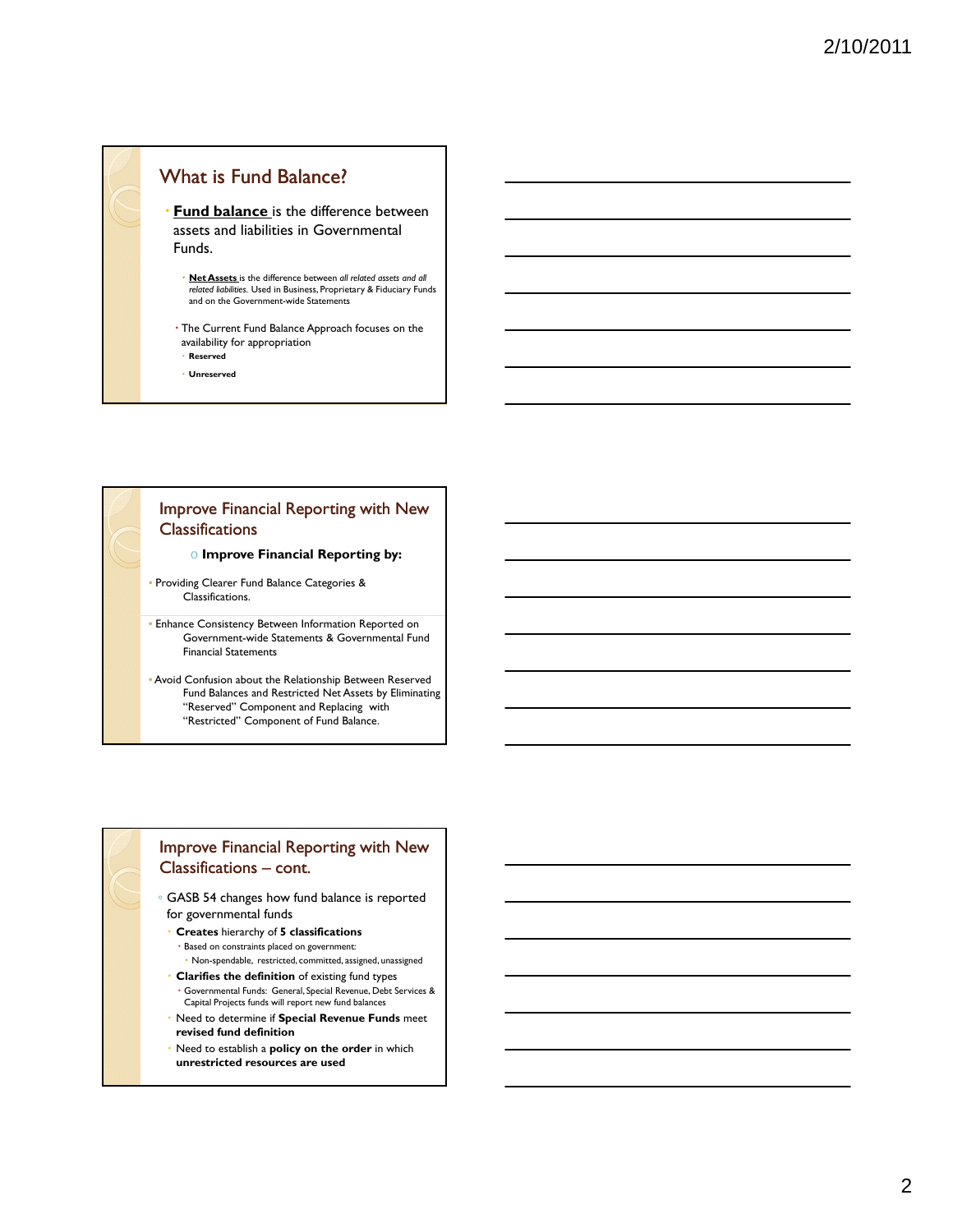## What is Fund Balance?

- **Fund balance** is the difference between assets and liabilities in Governmental Funds.
  - **Net Assets** is the difference between *all related assets and all related liabilities.* Used in Business, Proprietary & Fiduciary Funds and on the Government-wide Statements
  - The Current Fund Balance Approach focuses on the availability for appropriation
    - **Reserved**
    - **Unreserved**

## Improve Financial Reporting with New Classifications

- **Improve Financial Reporting by:**

- Providing Clearer Fund Balance Categories & Classifications.
- Enhance Consistency Between Information Reported on Government-wide Statements & Governmental Fund Financial Statements
- Avoid Confusion about the Relationship Between Reserved Fund Balances and Restricted Net Assets by Eliminating "Reserved" Component and Replacing with "Restricted" Component of Fund Balance.

## Improve Financial Reporting with New Classifications – cont.

- GASB 54 changes how fund balance is reported for governmental funds
  - **Creates** hierarchy of **5 classifications**
    - Based on constraints placed on government:
      - Non-spendable, restricted, committed, assigned, unassigned
  - **Clarifies the definition** of existing fund types
    - Governmental Funds: General, Special Revenue, Debt Services & Capital Projects funds will report new fund balances
  - Need to determine if **Special Revenue Funds** meet **revised fund definition**
  - Need to establish a **policy on the order** in which **unrestricted resources are used**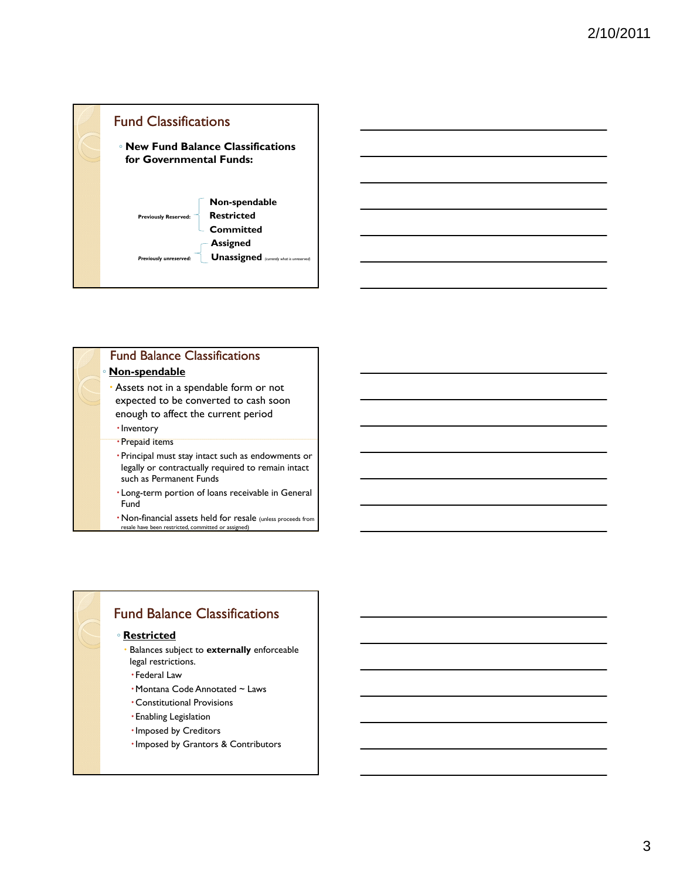## Fund Classifications

- **New Fund Balance Classifications for Governmental Funds:**

Previously Reserved:
- **Non-spendable**
- **Restricted**
- **Committed**

*Previously unreserved:*
- **Assigned**
- **Unassigned** *(currently what is unreserved)*

## Fund Balance Classifications

- **Non-spendable**
  - Assets not in a spendable form or not expected to be converted to cash soon enough to affect the current period
    - Inventory
    - Prepaid items
    - Principal must stay intact such as endowments or legally or contractually required to remain intact such as Permanent Funds
    - Long-term portion of loans receivable in General Fund
    - Non-financial assets held for resale (unless proceeds from resale have been restricted, committed or assigned)

## Fund Balance Classifications

- **Restricted**
  - Balances subject to **externally** enforceable legal restrictions.
    - Federal Law
    - Montana Code Annotated ~ Laws
    - Constitutional Provisions
    - Enabling Legislation
    - Imposed by Creditors
    - Imposed by Grantors & Contributors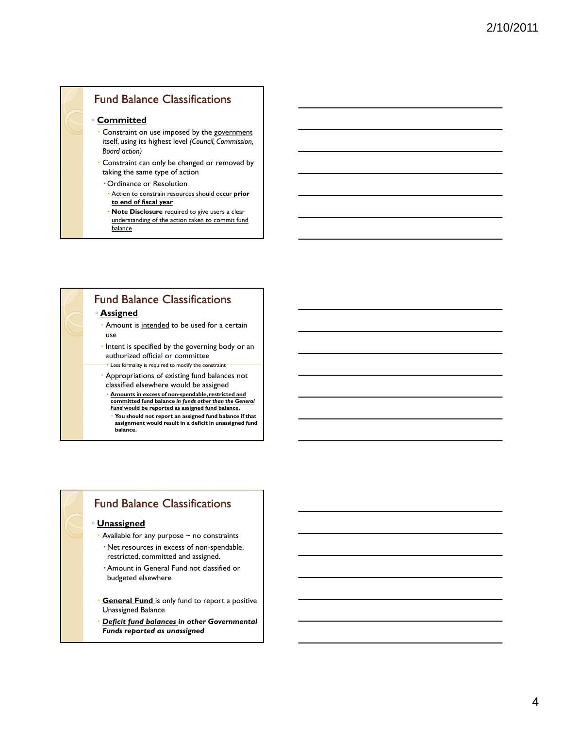## Fund Balance Classifications

- **Committed**
  - Constraint on use imposed by the government itself, using its highest level *(Council, Commission, Board action)*
  - Constraint can only be changed or removed by taking the same type of action
    - Ordinance or Resolution
      - Action to constrain resources should occur **prior to end of fiscal year**
      - **Note Disclosure** required to give users a clear understanding of the action taken to commit fund balance

## Fund Balance Classifications

- **Assigned**
  - Amount is intended to be used for a certain use
  - Intent is specified by the governing body or an authorized official or committee
    - Less formality is required to modify the constraint
  - Appropriations of existing fund balances not classified elsewhere would be assigned
    - **Amounts in excess of non-spendable, restricted and committed fund balance *in funds other than the General Fund* would be reported as assigned fund balance.**
      - **You should not report an assigned fund balance if that assignment would result in a deficit in unassigned fund balance.**

## Fund Balance Classifications

- **Unassigned**
  - Available for any purpose ~ no constraints
    - Net resources in excess of non-spendable, restricted, committed and assigned.
    - Amount in General Fund not classified or budgeted elsewhere
  - **General Fund** is only fund to report a positive Unassigned Balance
  - ***Deficit fund balances* in other Governmental Funds reported as unassigned**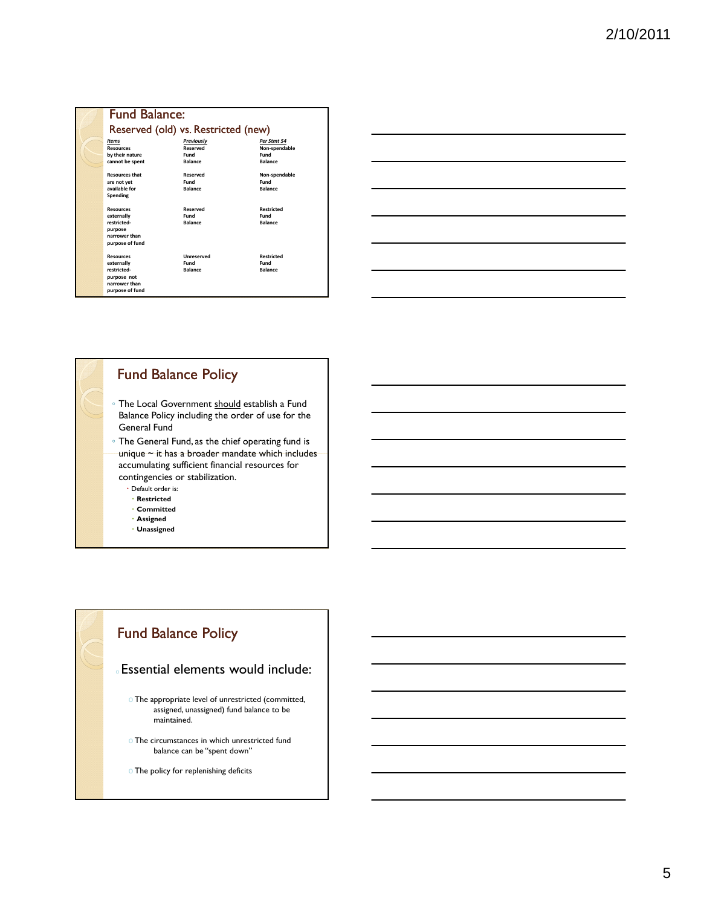## Fund Balance:

### Reserved (old) vs. Restricted (new)

| *Items* | *Previously* | *Per Stmt 54* |
|---|---|---|
| **Resources by their nature cannot be spent** | **Reserved Fund Balance** | **Non-spendable Fund Balance** |
| **Resources that are not yet available for Spending** | **Reserved Fund Balance** | **Non-spendable Fund Balance** |
| **Resources externally restricted-purpose narrower than purpose of fund** | **Reserved Fund Balance** | **Restricted Fund Balance** |
| **Resources externally restricted-purpose not narrower than purpose of fund** | **Unreserved Fund Balance** | **Restricted Fund Balance** |

## Fund Balance Policy

- The Local Government should establish a Fund Balance Policy including the order of use for the General Fund
- The General Fund, as the chief operating fund is unique ~ it has a broader mandate which includes accumulating sufficient financial resources for contingencies or stabilization.
  - Default order is:
    - **Restricted**
    - **Committed**
    - **Assigned**
    - **Unassigned**

## Fund Balance Policy

- Essential elements would include:
  - The appropriate level of unrestricted (committed, assigned, unassigned) fund balance to be maintained.
  - The circumstances in which unrestricted fund balance can be "spent down"
  - The policy for replenishing deficits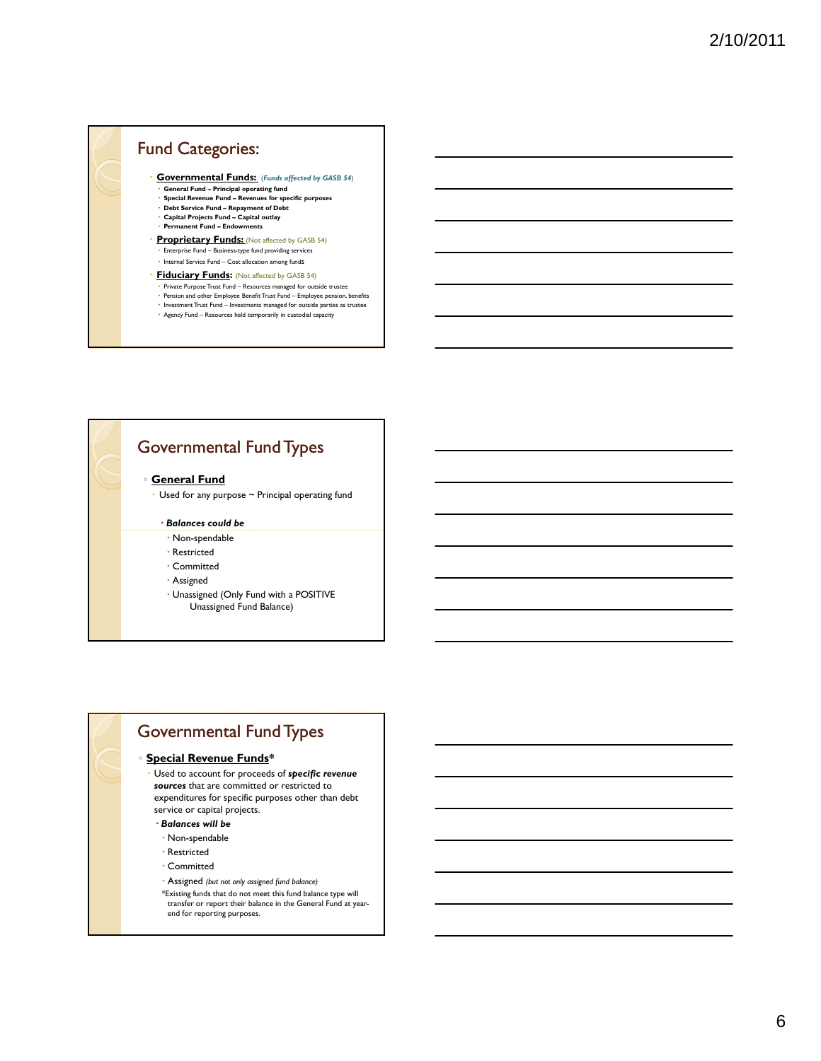## Fund Categories:

- **Governmental Funds:** *(Funds affected by GASB 54)*
  - **General Fund – Principal operating fund**
  - **Special Revenue Fund – Revenues for specific purposes**
  - **Debt Service Fund – Repayment of Debt**
  - **Capital Projects Fund – Capital outlay**
  - **Permanent Fund – Endowments**
- **Proprietary Funds:** (Not affected by GASB 54)
  - Enterprise Fund – Business-type fund providing services
  - Internal Service Fund – Cost allocation among funds
- **Fiduciary Funds:** (Not affected by GASB 54)
  - Private Purpose Trust Fund – Resources managed for outside trustee
  - Pension and other Employee Benefit Trust Fund – Employee pension, benefits
  - Investment Trust Fund – Investments managed for outside parties as trustee
  - Agency Fund – Resources held temporarily in custodial capacity

## Governmental Fund Types

- **General Fund**
  - Used for any purpose ~ Principal operating fund
  - ***Balances could be***
    - Non-spendable
    - Restricted
    - Committed
    - Assigned
    - Unassigned (Only Fund with a POSITIVE Unassigned Fund Balance)

## Governmental Fund Types

- **Special Revenue Funds***
  - Used to account for proceeds of ***specific revenue sources*** that are committed or restricted to expenditures for specific purposes other than debt service or capital projects.
  - ***Balances will be***
    - Non-spendable
    - Restricted
    - Committed
    - Assigned *(but not only assigned fund balance)*

*Existing funds that do not meet this fund balance type will transfer or report their balance in the General Fund at year-end for reporting purposes.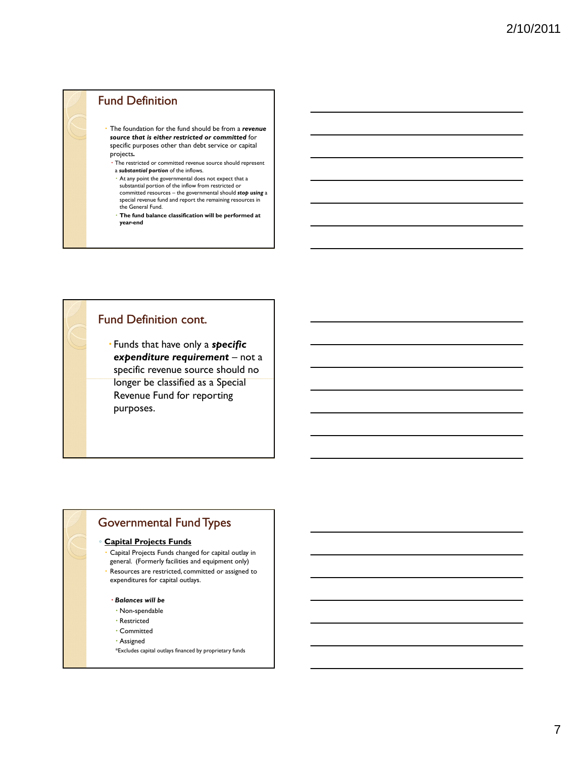## Fund Definition

- The foundation for the fund should be from a ***revenue source that is either restricted or committed*** for specific purposes other than debt service or capital projects**.**
  - The restricted or committed revenue source should represent a ***substantial portion*** of the inflows.
    - At any point the governmental does not expect that a substantial portion of the inflow from restricted or committed resources – the governmental should ***stop using*** a special revenue fund and report the remaining resources in the General Fund.
    - **The fund balance classification will be performed at year-end**

## Fund Definition cont.

- Funds that have only a ***specific expenditure requirement*** – not a specific revenue source should no longer be classified as a Special Revenue Fund for reporting purposes.

## Governmental Fund Types

- **Capital Projects Funds**
  - Capital Projects Funds changed for capital outlay in general. (Formerly facilities and equipment only)
  - Resources are restricted, committed or assigned to expenditures for capital outlays.
    - ***Balances will be***
      - Non-spendable
      - Restricted
      - Committed
      - Assigned

*Excludes capital outlays financed by proprietary funds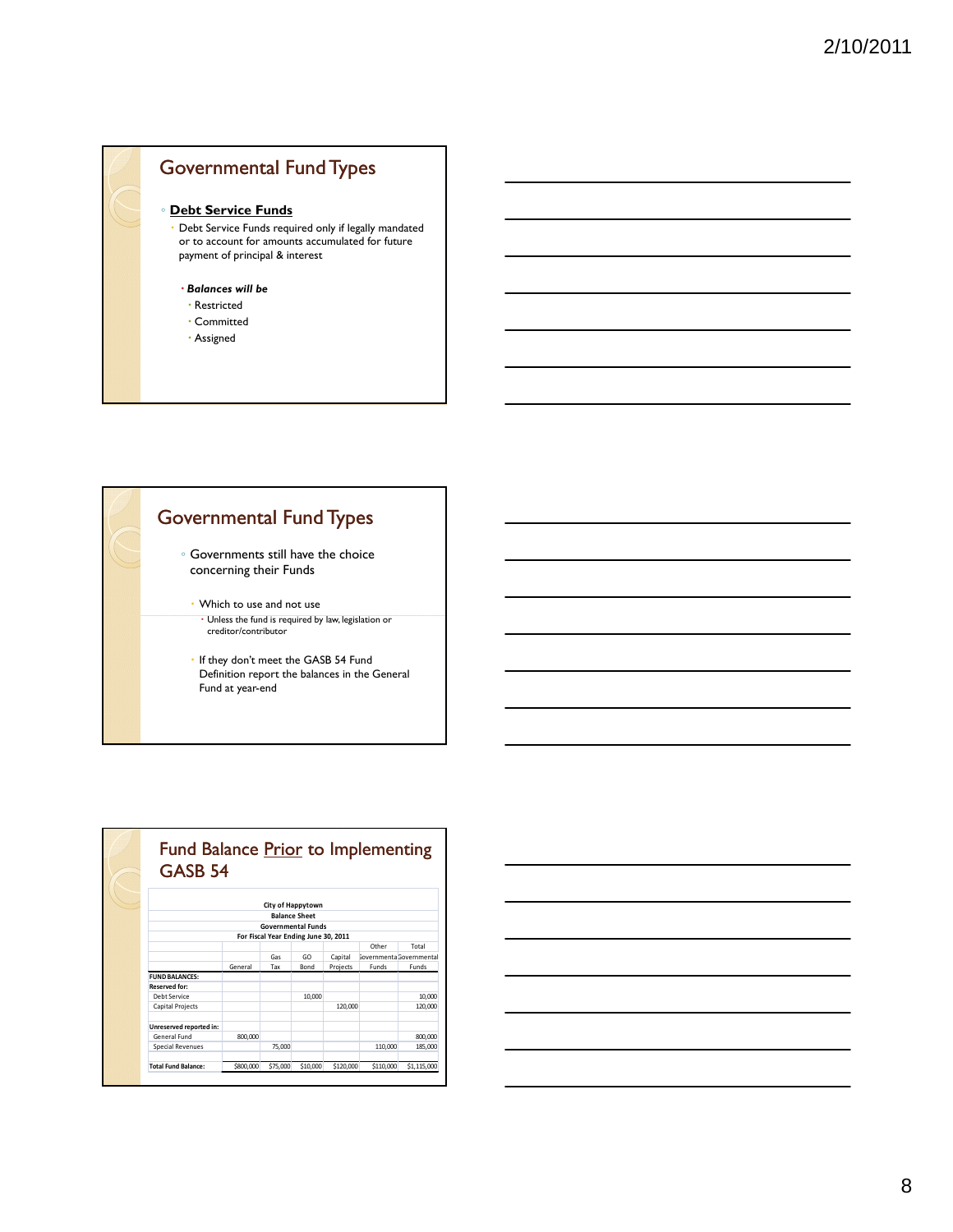## Governmental Fund Types

- **Debt Service Funds**
  - Debt Service Funds required only if legally mandated or to account for amounts accumulated for future payment of principal & interest
    - ***Balances will be***
      - Restricted
      - Committed
      - Assigned

## Governmental Fund Types

- Governments still have the choice concerning their Funds
  - Which to use and not use
    - Unless the fund is required by law, legislation or creditor/contributor
  - If they don't meet the GASB 54 Fund Definition report the balances in the General Fund at year-end

## Fund Balance Prior to Implementing GASB 54

**City of Happytown**
**Balance Sheet**
**Governmental Funds**
**For Fiscal Year Ending June 30, 2011**

| | General | Gas Tax | GO Bond | Capital Projects | Other Governmental Funds | Total Governmental Funds |
|---|---|---|---|---|---|---|
| **FUND BALANCES:** | | | | | | |
| **Reserved for:** | | | | | | |
| Debt Service | | | 10,000 | | | 10,000 |
| Capital Projects | | | | 120,000 | | 120,000 |
| | | | | | | |
| **Unreserved reported in:** | | | | | | |
| General Fund | 800,000 | | | | | 800,000 |
| Special Revenues | | 75,000 | | | 110,000 | 185,000 |
| | | | | | | |
| **Total Fund Balance:** | $800,000 | $75,000 | $10,000 | $120,000 | $110,000 | $1,115,000 |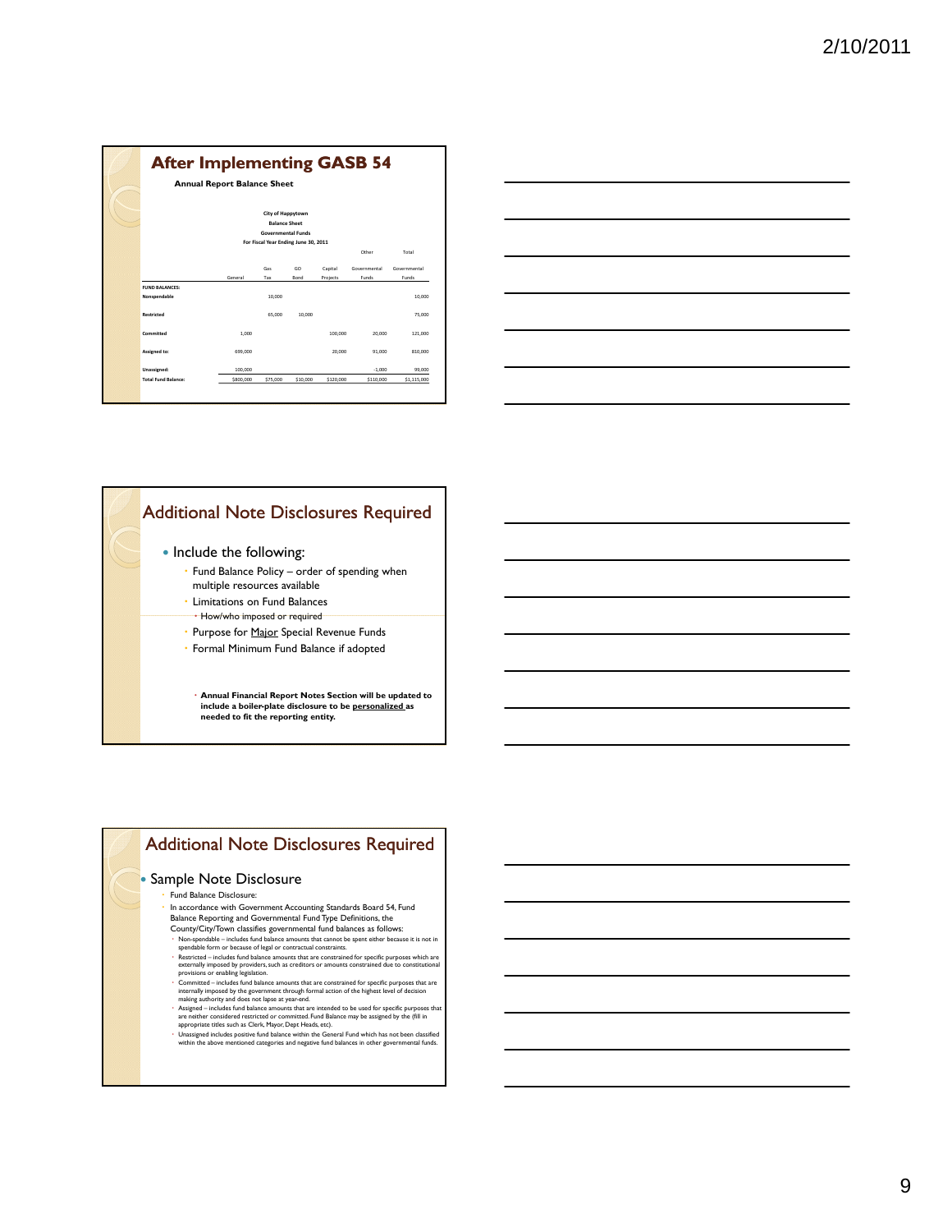## After Implementing GASB 54

**Annual Report Balance Sheet**

**City of Happytown**
**Balance Sheet**
**Governmental Funds**
**For Fiscal Year Ending June 30, 2011**

| | General | Gas Tax | GO Bond | Capital Projects | Other Governmental Funds | Total Governmental Funds |
|---|---|---|---|---|---|---|
| **FUND BALANCES:** | | | | | | |
| **Nonspendable** | | 10,000 | | | | 10,000 |
| **Restricted** | | 65,000 | 10,000 | | | 75,000 |
| **Committed** | 1,000 | | | 100,000 | 20,000 | 121,000 |
| **Assigned to:** | 699,000 | | | 20,000 | 91,000 | 810,000 |
| **Unassigned:** | 100,000 | | | | -1,000 | 99,000 |
| **Total Fund Balance:** | $800,000 | $75,000 | $10,000 | $120,000 | $110,000 | $1,115,000 |

## Additional Note Disclosures Required

- Include the following:
  - Fund Balance Policy – order of spending when multiple resources available
  - Limitations on Fund Balances
    - How/who imposed or required
  - Purpose for Major Special Revenue Funds
  - Formal Minimum Fund Balance if adopted

  - **Annual Financial Report Notes Section will be updated to include a boiler-plate disclosure to be personalized as needed to fit the reporting entity.**

## Additional Note Disclosures Required

- Sample Note Disclosure
  - Fund Balance Disclosure:
  - In accordance with Government Accounting Standards Board 54, Fund Balance Reporting and Governmental Fund Type Definitions, the County/City/Town classifies governmental fund balances as follows:
    - Non-spendable – includes fund balance amounts that cannot be spent either because it is not in spendable form or because of legal or contractual constraints.
    - Restricted – includes fund balance amounts that are constrained for specific purposes which are externally imposed by providers, such as creditors or amounts constrained due to constitutional provisions or enabling legislation.
    - Committed – includes fund balance amounts that are constrained for specific purposes that are internally imposed by the government through formal action of the highest level of decision making authority and does not lapse at year-end.
    - Assigned – includes fund balance amounts that are intended to be used for specific purposes that are neither considered restricted or committed. Fund Balance may be assigned by the (fill in appropriate titles such as Clerk, Mayor, Dept Heads, etc).
    - Unassigned includes positive fund balance within the General Fund which has not been classified within the above mentioned categories and negative fund balances in other governmental funds.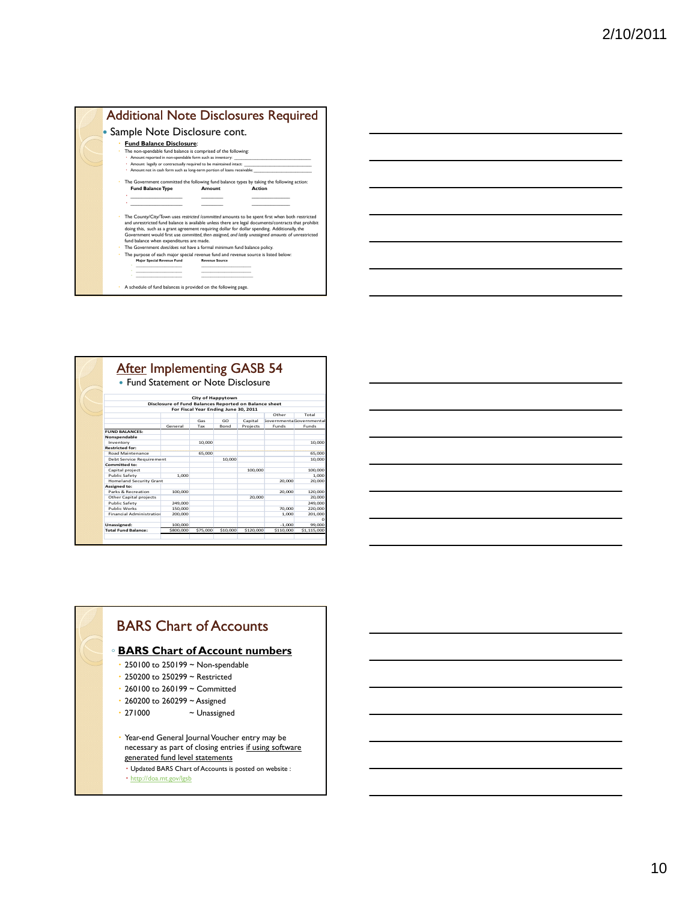## Additional Note Disclosures Required

- Sample Note Disclosure cont.
  - **Fund Balance Disclosure**:
  - The non-spendable fund balance is comprised of the following:
    - Amount reported in non-spendable form such as inventory: ____________________________
    - Amount legally or contractually required to be maintained intact: ____________________________
    - Amount not in cash form such as long-term portion of loans receivable: ____________________________
  - The Government committed the following fund balance types by taking the following action:

| Fund Balance Type | Amount | Action |
|---|---|---|
| ____________________ | ________ | ______________ |
| ____________________ | ________ | ______________ |

  - The County/City/Town uses *restricted /committed* amounts to be spent first when both restricted and unrestricted fund balance is available unless there are legal documents/contracts that prohibit doing this, such as a grant agreement requiring dollar for dollar spending. Additionally, the Government would first use committed, then *assigned, and lastly unassigned amounts* of unrestricted fund balance when expenditures are made.
  - The Government *does/does not* have a formal minimum fund balance policy.
  - The purpose of each major special revenue fund and revenue source is listed below:

| Major Special Revenue Fund | Revenue Source |
|---|---|
| ____________________ | ____________________ |
| ____________________ | ____________________ |
| ____________________ | ____________________ |

  - A schedule of fund balances is provided on the following page.

## After Implementing GASB 54

- Fund Statement or Note Disclosure

**City of Happytown**
**Disclosure of Fund Balances Reported on Balance sheet**
**For Fiscal Year Ending June 30, 2011**

| | General | Gas Tax | GO Bond | Capital Projects | Other Governmental Funds | Total Governmental Funds |
|---|---|---|---|---|---|---|
| **FUND BALANCES:** | | | | | | |
| **Nonspendable** | | | | | | |
| Inventory | | 10,000 | | | | 10,000 |
| **Restricted for:** | | | | | | |
| Road Maintenance | | 65,000 | | | | 65,000 |
| Debt Service Requirement | | | 10,000 | | | 10,000 |
| **Committed to:** | | | | | | |
| Capital project | | | | 100,000 | | 100,000 |
| Public Safety | 1,000 | | | | | 1,000 |
| Homeland Security Grant | | | | | 20,000 | 20,000 |
| **Assigned to:** | | | | | | |
| Parks & Recreation | 100,000 | | | | 20,000 | 120,000 |
| Other Capital projects | | | | 20,000 | | 20,000 |
| Public Safety | 249,000 | | | | | 249,000 |
| Public Works | 150,000 | | | | 70,000 | 220,000 |
| Financial Administration | 200,000 | | | | 1,000 | 201,000 |
| | | | | | | 0 |
| **Unassigned:** | 100,000 | | | | -1,000 | 99,000 |
| **Total Fund Balance:** | $800,000 | $75,000 | $10,000 | $120,000 | $110,000 | $1,115,000 |

## BARS Chart of Accounts

- **BARS Chart of Account numbers**
  - 250100 to 250199 ~ Non-spendable
  - 250200 to 250299 ~ Restricted
  - 260100 to 260199 ~ Committed
  - 260200 to 260299 ~ Assigned
  - 271000 ~ Unassigned
  - Year-end General Journal Voucher entry may be necessary as part of closing entries if using software generated fund level statements
    - Updated BARS Chart of Accounts is posted on website :
    - http://doa.mt.gov/lgsb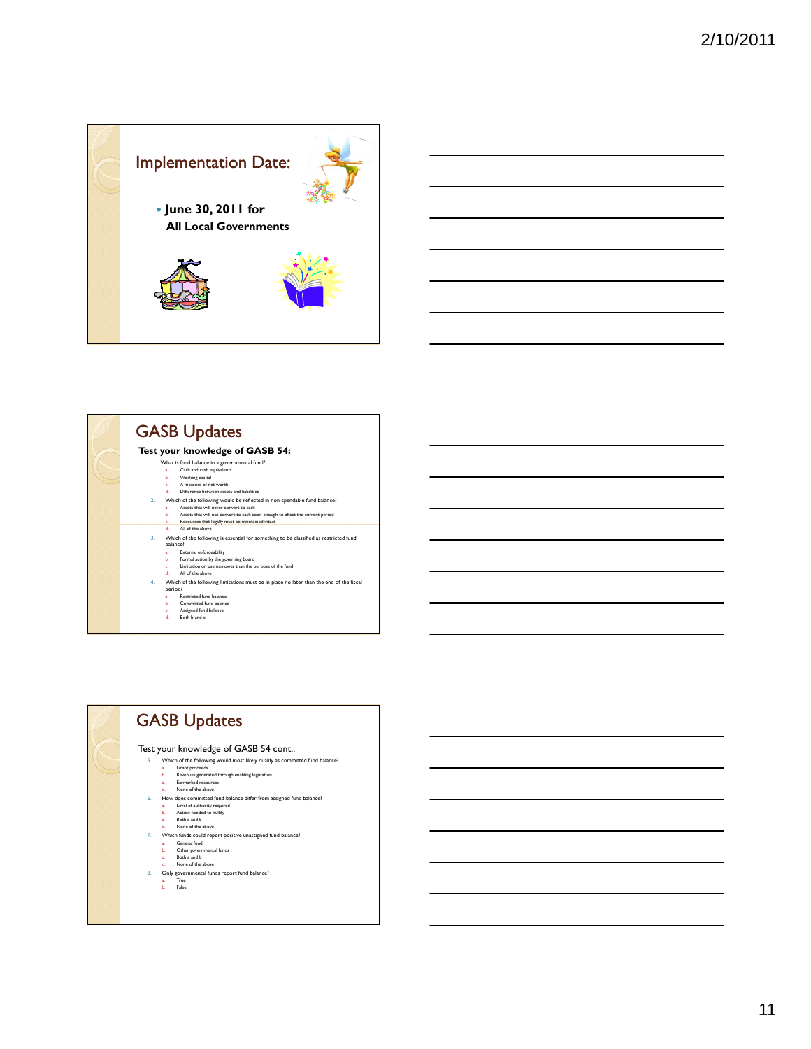## Implementation Date:

- **June 30, 2011 for All Local Governments**

## GASB Updates

**Test your knowledge of GASB 54:**

1. What is fund balance in a governmental fund?
   a. Cash and cash equivalents
   b. Working capital
   c. A measure of net worth
   d. Difference between assets and liabilities
2. Which of the following would be reflected in non-spendable fund balance?
   a. Assets that will never convert to cash
   b. Assets that will not convert to cash soon enough to affect the current period
   c. Resources that legally must be maintained intact
   d. All of the above
3. Which of the following is essential for something to be classified as restricted fund balance?
   a. External enforceability
   b. Formal action by the governing board
   c. Limitation on use narrower than the purpose of the fund
   d. All of the above
4. Which of the following limitations must be in place no later than the end of the fiscal period?
   a. Restricted fund balance
   b. Committed fund balance
   c. Assigned fund balance
   d. Both b and c

## GASB Updates

Test your knowledge of GASB 54 cont.:

5. Which of the following would most likely qualify as committed fund balance?
   a. Grant proceeds
   b. Revenues generated through enabling legislation
   c. Earmarked resources
   d. None of the above
6. How does committed fund balance differ from assigned fund balance?
   a. Level of authority required
   b. Action needed to nullify
   c. Both a and b
   d. None of the above
7. Which funds could report positive unassigned fund balance?
   a. General fund
   b. Other governmental funds
   c. Both a and b
   d. None of the above
8. Only governmental funds report fund balance?
   a. True
   b. False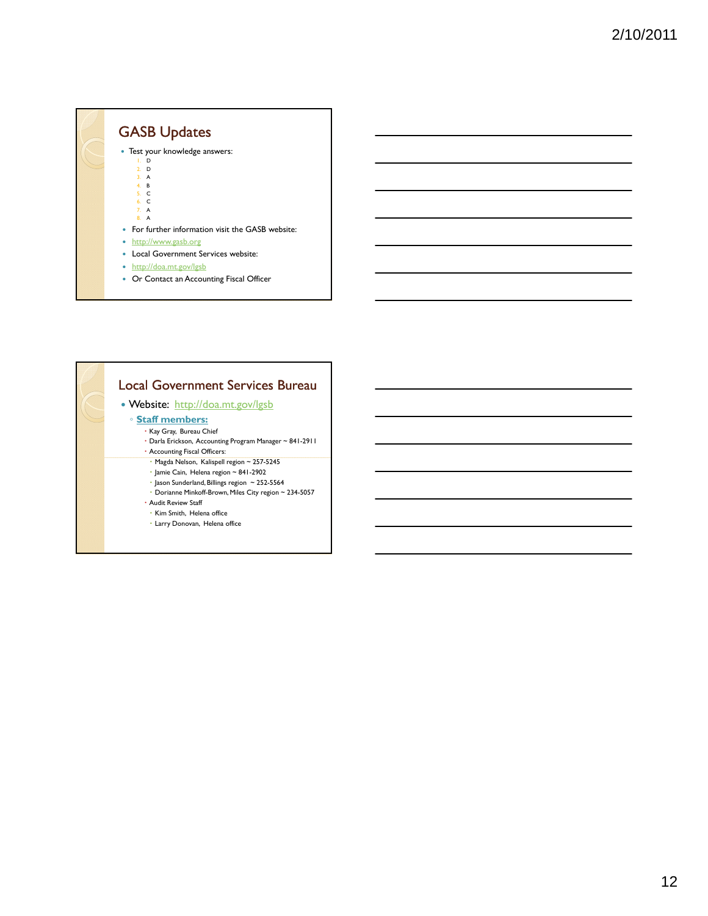## GASB Updates

- Test your knowledge answers:
  1. D
  2. D
  3. A
  4. B
  5. C
  6. C
  7. A
  8. A
- For further information visit the GASB website:
- http://www.gasb.org
- Local Government Services website:
- http://doa.mt.gov/lgsb
- Or Contact an Accounting Fiscal Officer

## Local Government Services Bureau

- Website: http://doa.mt.gov/lgsb
  - **Staff members:**
    - Kay Gray, Bureau Chief
    - Darla Erickson, Accounting Program Manager ~ 841-2911
    - Accounting Fiscal Officers:
      - Magda Nelson, Kalispell region ~ 257-5245
      - Jamie Cain, Helena region ~ 841-2902
      - Jason Sunderland, Billings region ~ 252-5564
      - Dorianne Minkoff-Brown, Miles City region ~ 234-5057
    - Audit Review Staff
      - Kim Smith, Helena office
      - Larry Donovan, Helena office